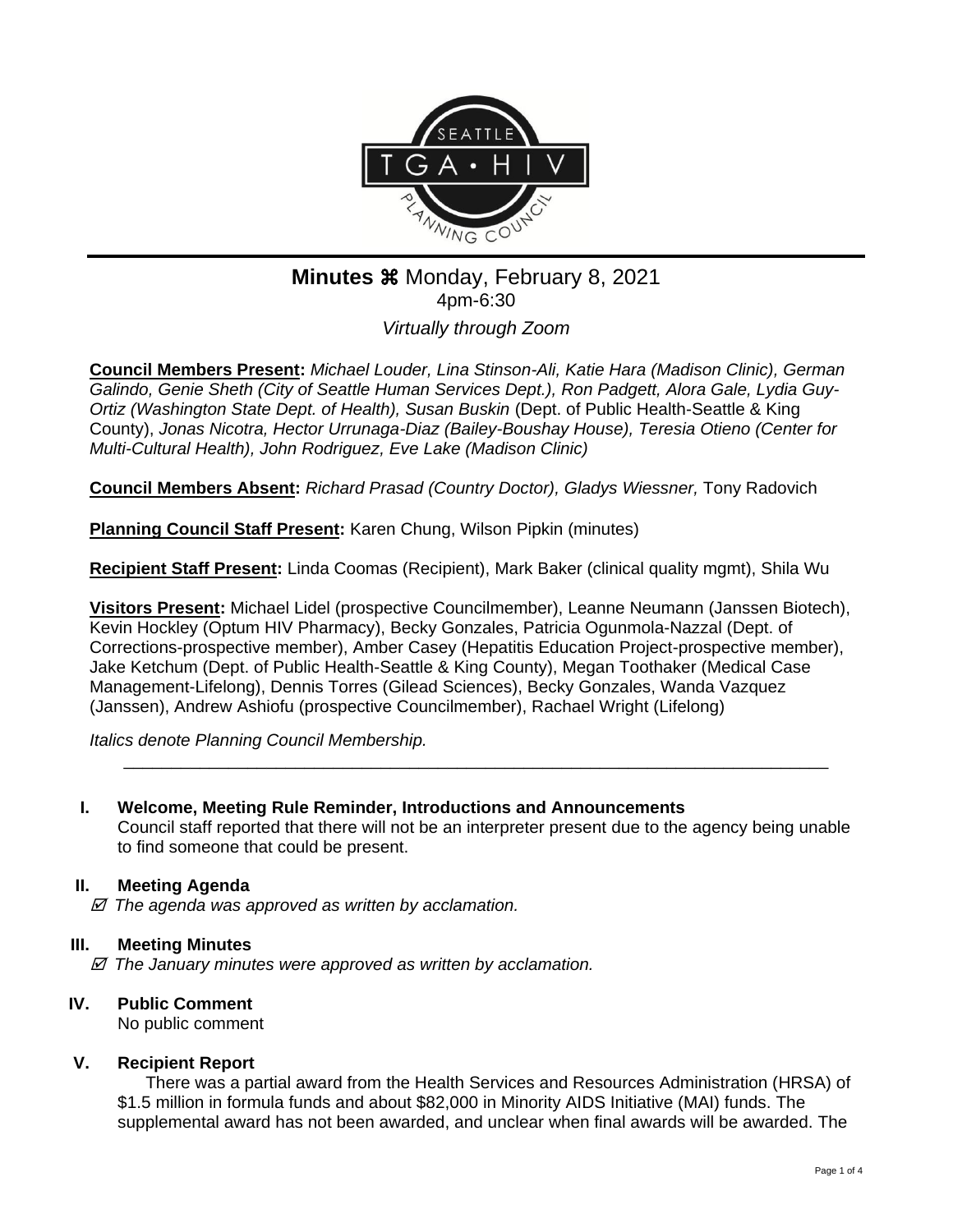# Minutes ⌘ Monday, February 8, 2021

4pm-6:30

*Virtually through Zoom*

**Council Members Present:** *Michael Louder, Lina Stinson-Ali, Katie Hara (Madison Clinic), German Galindo, Genie Sheth (City of Seattle Human Services Dept.), Ron Padgett, Alora Gale, Lydia Guy-Ortiz (Washington State Dept. of Health), Susan Buskin* (Dept. of Public Health-Seattle & King County), *Jonas Nicotra, Hector Urrunaga-Diaz (Bailey-Boushay House), Teresia Otieno (Center for Multi-Cultural Health), John Rodriguez, Eve Lake (Madison Clinic)*

**Council Members Absent:** *Richard Prasad (Country Doctor), Gladys Wiessner,* Tony Radovich

**Planning Council Staff Present:** Karen Chung, Wilson Pipkin (minutes)

**Recipient Staff Present:** Linda Coomas (Recipient), Mark Baker (clinical quality mgmt), Shila Wu

**Visitors Present:** Michael Lidel (prospective Councilmember), Leanne Neumann (Janssen Biotech), Kevin Hockley (Optum HIV Pharmacy), Becky Gonzales, Patricia Ogunmola-Nazzal (Dept. of Corrections-prospective member), Amber Casey (Hepatitis Education Project-prospective member), Jake Ketchum (Dept. of Public Health-Seattle & King County), Megan Toothaker (Medical Case Management-Lifelong), Dennis Torres (Gilead Sciences), Becky Gonzales, Wanda Vazquez (Janssen), Andrew Ashiofu (prospective Councilmember), Rachael Wright (Lifelong)

*Italics denote Planning Council Membership.*

---

## I. Welcome, Meeting Rule Reminder, Introductions and Announcements

Council staff reported that there will not be an interpreter present due to the agency being unable to find someone that could be present.

## II. Meeting Agenda

☑ *The agenda was approved as written by acclamation.*

## III. Meeting Minutes

☑ *The January minutes were approved as written by acclamation.*

## IV. Public Comment

No public comment

## V. Recipient Report

There was a partial award from the Health Services and Resources Administration (HRSA) of $1.5 million in formula funds and about $82,000 in Minority AIDS Initiative (MAI) funds. The supplemental award has not been awarded, and unclear when final awards will be awarded. The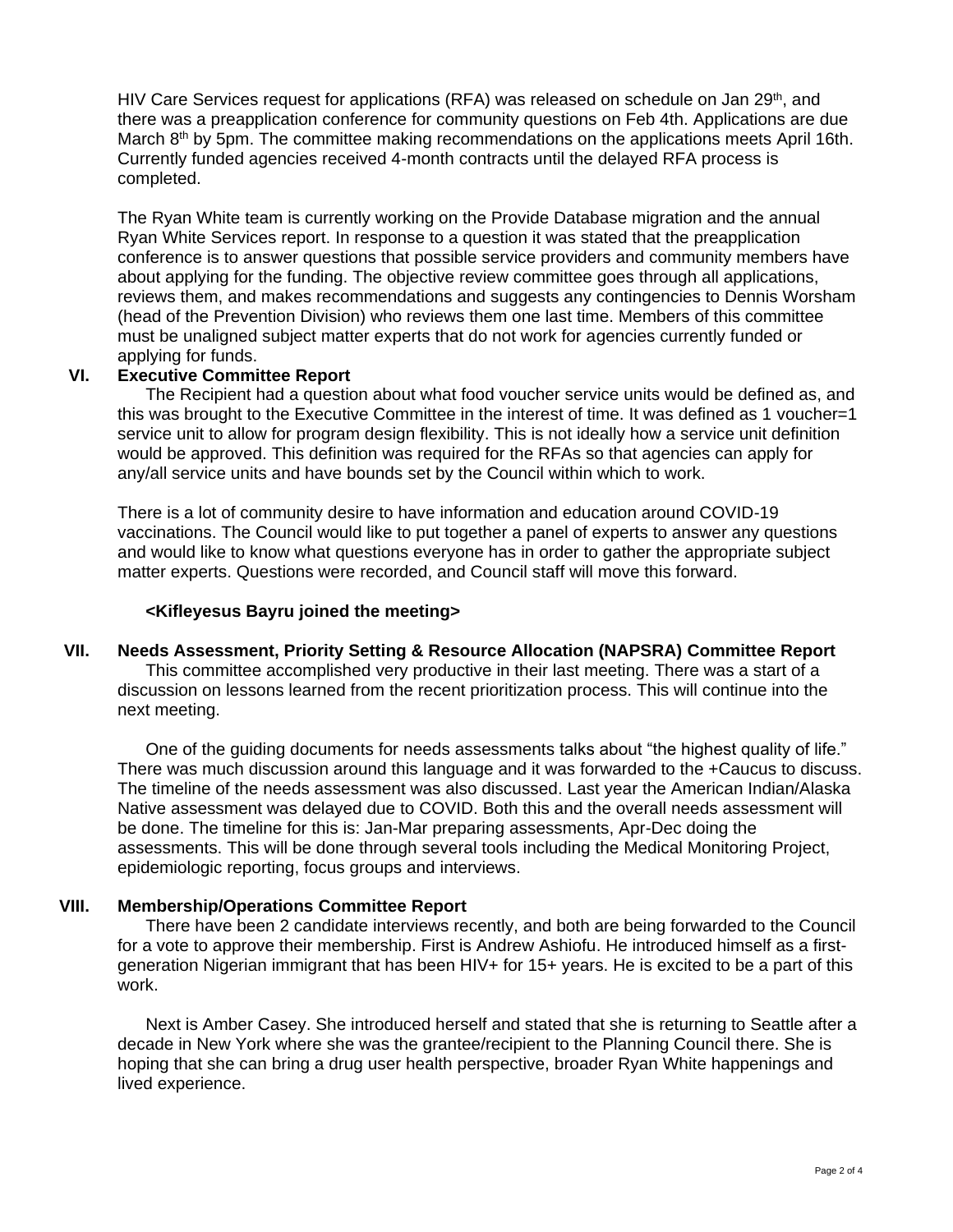HIV Care Services request for applications (RFA) was released on schedule on Jan 29th, and there was a preapplication conference for community questions on Feb 4th. Applications are due March 8th by 5pm. The committee making recommendations on the applications meets April 16th. Currently funded agencies received 4-month contracts until the delayed RFA process is completed.

The Ryan White team is currently working on the Provide Database migration and the annual Ryan White Services report. In response to a question it was stated that the preapplication conference is to answer questions that possible service providers and community members have about applying for the funding. The objective review committee goes through all applications, reviews them, and makes recommendations and suggests any contingencies to Dennis Worsham (head of the Prevention Division) who reviews them one last time. Members of this committee must be unaligned subject matter experts that do not work for agencies currently funded or applying for funds.

## VI. Executive Committee Report

The Recipient had a question about what food voucher service units would be defined as, and this was brought to the Executive Committee in the interest of time. It was defined as 1 voucher=1 service unit to allow for program design flexibility. This is not ideally how a service unit definition would be approved. This definition was required for the RFAs so that agencies can apply for any/all service units and have bounds set by the Council within which to work.

There is a lot of community desire to have information and education around COVID-19 vaccinations. The Council would like to put together a panel of experts to answer any questions and would like to know what questions everyone has in order to gather the appropriate subject matter experts. Questions were recorded, and Council staff will move this forward.

**<Kifleyesus Bayru joined the meeting>**

## VII. Needs Assessment, Priority Setting & Resource Allocation (NAPSRA) Committee Report

This committee accomplished very productive in their last meeting. There was a start of a discussion on lessons learned from the recent prioritization process. This will continue into the next meeting.

One of the guiding documents for needs assessments talks about "the highest quality of life." There was much discussion around this language and it was forwarded to the +Caucus to discuss. The timeline of the needs assessment was also discussed. Last year the American Indian/Alaska Native assessment was delayed due to COVID. Both this and the overall needs assessment will be done. The timeline for this is: Jan-Mar preparing assessments, Apr-Dec doing the assessments. This will be done through several tools including the Medical Monitoring Project, epidemiologic reporting, focus groups and interviews.

## VIII. Membership/Operations Committee Report

There have been 2 candidate interviews recently, and both are being forwarded to the Council for a vote to approve their membership. First is Andrew Ashiofu. He introduced himself as a first-generation Nigerian immigrant that has been HIV+ for 15+ years. He is excited to be a part of this work.

Next is Amber Casey. She introduced herself and stated that she is returning to Seattle after a decade in New York where she was the grantee/recipient to the Planning Council there. She is hoping that she can bring a drug user health perspective, broader Ryan White happenings and lived experience.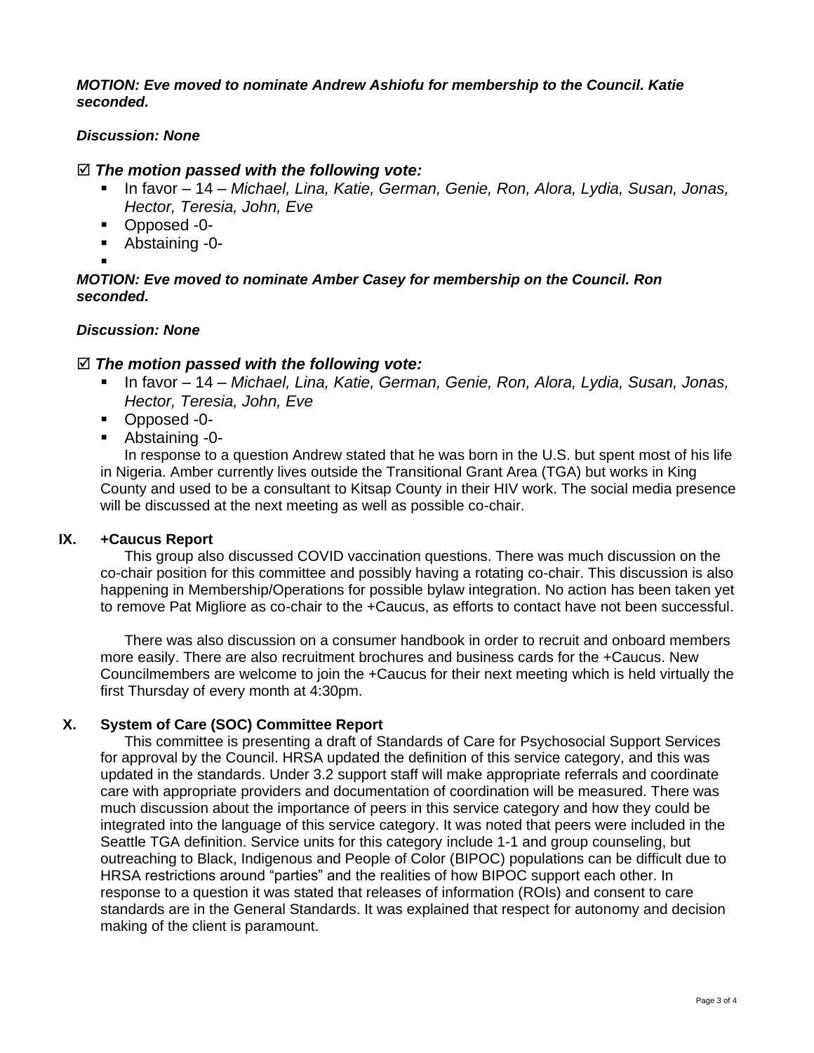***MOTION: Eve moved to nominate Andrew Ashiofu for membership to the Council. Katie seconded.***

***Discussion: None***

☑ ***The motion passed with the following vote:***

- In favor – 14 – *Michael, Lina, Katie, German, Genie, Ron, Alora, Lydia, Susan, Jonas, Hector, Teresia, John, Eve*
- Opposed -0-
- Abstaining -0-
- 

***MOTION: Eve moved to nominate Amber Casey for membership on the Council. Ron seconded.***

***Discussion: None***

☑ ***The motion passed with the following vote:***

- In favor – 14 – *Michael, Lina, Katie, German, Genie, Ron, Alora, Lydia, Susan, Jonas, Hector, Teresia, John, Eve*
- Opposed -0-
- Abstaining -0-

In response to a question Andrew stated that he was born in the U.S. but spent most of his life in Nigeria. Amber currently lives outside the Transitional Grant Area (TGA) but works in King County and used to be a consultant to Kitsap County in their HIV work. The social media presence will be discussed at the next meeting as well as possible co-chair.

## IX. +Caucus Report

This group also discussed COVID vaccination questions. There was much discussion on the co-chair position for this committee and possibly having a rotating co-chair. This discussion is also happening in Membership/Operations for possible bylaw integration. No action has been taken yet to remove Pat Migliore as co-chair to the +Caucus, as efforts to contact have not been successful.

There was also discussion on a consumer handbook in order to recruit and onboard members more easily. There are also recruitment brochures and business cards for the +Caucus. New Councilmembers are welcome to join the +Caucus for their next meeting which is held virtually the first Thursday of every month at 4:30pm.

## X. System of Care (SOC) Committee Report

This committee is presenting a draft of Standards of Care for Psychosocial Support Services for approval by the Council. HRSA updated the definition of this service category, and this was updated in the standards. Under 3.2 support staff will make appropriate referrals and coordinate care with appropriate providers and documentation of coordination will be measured. There was much discussion about the importance of peers in this service category and how they could be integrated into the language of this service category. It was noted that peers were included in the Seattle TGA definition. Service units for this category include 1-1 and group counseling, but outreaching to Black, Indigenous and People of Color (BIPOC) populations can be difficult due to HRSA restrictions around "parties" and the realities of how BIPOC support each other. In response to a question it was stated that releases of information (ROIs) and consent to care standards are in the General Standards. It was explained that respect for autonomy and decision making of the client is paramount.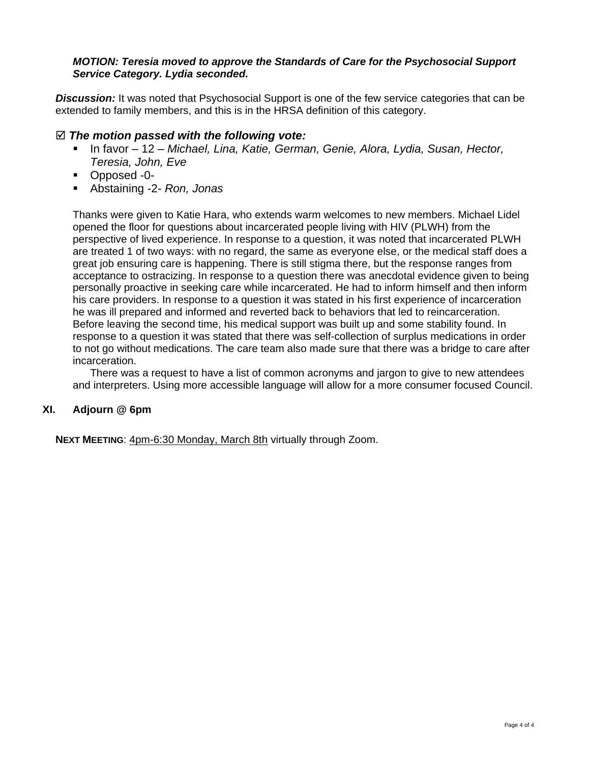***MOTION: Teresia moved to approve the Standards of Care for the Psychosocial Support Service Category. Lydia seconded.***

***Discussion:*** It was noted that Psychosocial Support is one of the few service categories that can be extended to family members, and this is in the HRSA definition of this category.

☑ ***The motion passed with the following vote:***

- In favor – 12 – *Michael, Lina, Katie, German, Genie, Alora, Lydia, Susan, Hector, Teresia, John, Eve*
- Opposed -0-
- Abstaining -2- *Ron, Jonas*

Thanks were given to Katie Hara, who extends warm welcomes to new members. Michael Lidel opened the floor for questions about incarcerated people living with HIV (PLWH) from the perspective of lived experience. In response to a question, it was noted that incarcerated PLWH are treated 1 of two ways: with no regard, the same as everyone else, or the medical staff does a great job ensuring care is happening. There is still stigma there, but the response ranges from acceptance to ostracizing. In response to a question there was anecdotal evidence given to being personally proactive in seeking care while incarcerated. He had to inform himself and then inform his care providers. In response to a question it was stated in his first experience of incarceration he was ill prepared and informed and reverted back to behaviors that led to reincarceration. Before leaving the second time, his medical support was built up and some stability found. In response to a question it was stated that there was self-collection of surplus medications in order to not go without medications. The care team also made sure that there was a bridge to care after incarceration.

There was a request to have a list of common acronyms and jargon to give to new attendees and interpreters. Using more accessible language will allow for a more consumer focused Council.

**XI. Adjourn @ 6pm**

**NEXT MEETING**: 4pm-6:30 Monday, March 8th virtually through Zoom.